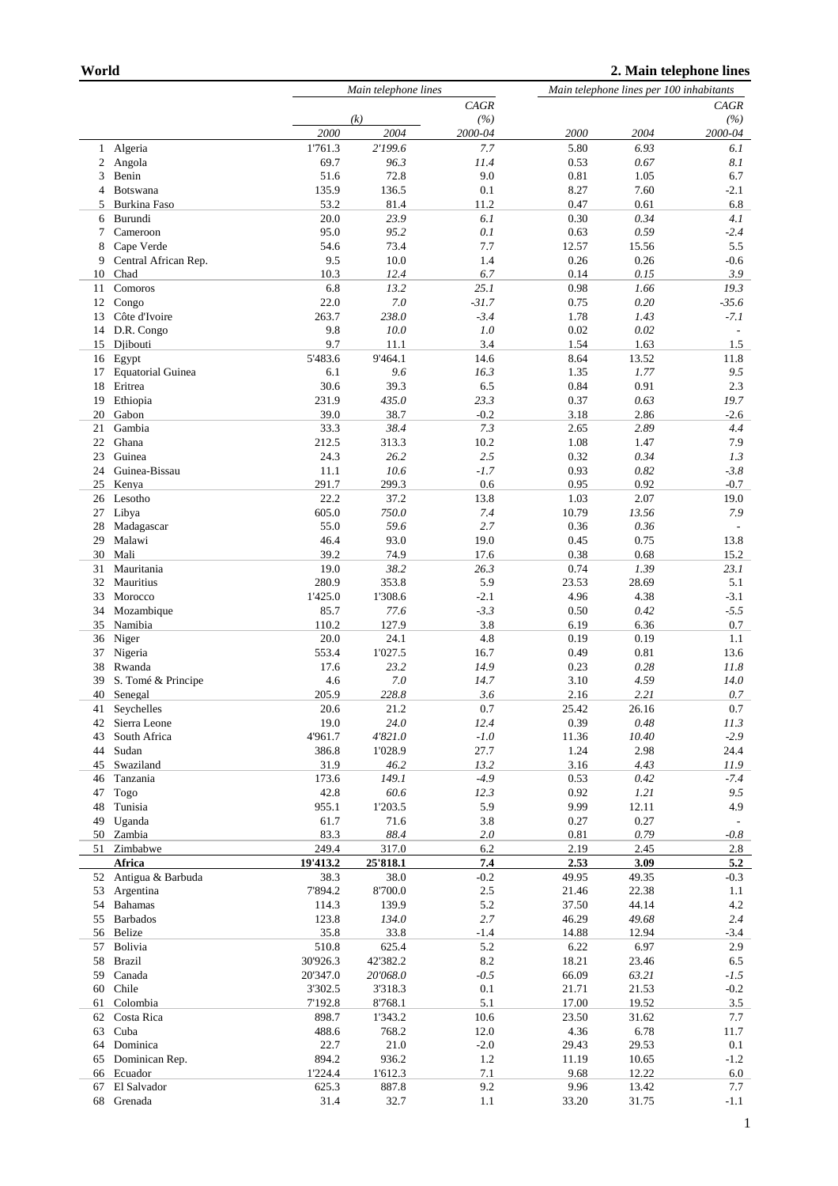**World** **2. Main telephone lines**

| | | Main telephone lines | | | Main telephone lines per 100 inhabitants | | |
|---|---|---|---|---|---|---|---|
| | | (k) | | CAGR (%) | | | CAGR (%) |
| | | 2000 | 2004 | 2000-04 | 2000 | 2004 | 2000-04 |
| 1 | Algeria | 1'761.3 | *2'199.6* | *7.7* | 5.80 | *6.93* | *6.1* |
| 2 | Angola | 69.7 | *96.3* | *11.4* | 0.53 | *0.67* | *8.1* |
| 3 | Benin | 51.6 | 72.8 | 9.0 | 0.81 | 1.05 | 6.7 |
| 4 | Botswana | 135.9 | 136.5 | 0.1 | 8.27 | 7.60 | -2.1 |
| 5 | Burkina Faso | 53.2 | 81.4 | 11.2 | 0.47 | 0.61 | 6.8 |
| 6 | Burundi | 20.0 | *23.9* | *6.1* | 0.30 | *0.34* | *4.1* |
| 7 | Cameroon | 95.0 | *95.2* | *0.1* | 0.63 | *0.59* | *-2.4* |
| 8 | Cape Verde | 54.6 | 73.4 | 7.7 | 12.57 | 15.56 | 5.5 |
| 9 | Central African Rep. | 9.5 | 10.0 | 1.4 | 0.26 | 0.26 | -0.6 |
| 10 | Chad | 10.3 | *12.4* | *6.7* | 0.14 | *0.15* | *3.9* |
| 11 | Comoros | 6.8 | *13.2* | *25.1* | 0.98 | *1.66* | *19.3* |
| 12 | Congo | 22.0 | *7.0* | *-31.7* | 0.75 | *0.20* | *-35.6* |
| 13 | Côte d'Ivoire | 263.7 | *238.0* | *-3.4* | 1.78 | *1.43* | *-7.1* |
| 14 | D.R. Congo | 9.8 | *10.0* | *1.0* | 0.02 | *0.02* | - |
| 15 | Djibouti | 9.7 | 11.1 | 3.4 | 1.54 | 1.63 | 1.5 |
| 16 | Egypt | 5'483.6 | 9'464.1 | 14.6 | 8.64 | 13.52 | 11.8 |
| 17 | Equatorial Guinea | 6.1 | *9.6* | *16.3* | 1.35 | *1.77* | *9.5* |
| 18 | Eritrea | 30.6 | 39.3 | 6.5 | 0.84 | 0.91 | 2.3 |
| 19 | Ethiopia | 231.9 | *435.0* | *23.3* | 0.37 | *0.63* | *19.7* |
| 20 | Gabon | 39.0 | 38.7 | -0.2 | 3.18 | 2.86 | -2.6 |
| 21 | Gambia | 33.3 | *38.4* | *7.3* | 2.65 | *2.89* | *4.4* |
| 22 | Ghana | 212.5 | 313.3 | 10.2 | 1.08 | 1.47 | 7.9 |
| 23 | Guinea | 24.3 | *26.2* | *2.5* | 0.32 | *0.34* | *1.3* |
| 24 | Guinea-Bissau | 11.1 | *10.6* | *-1.7* | 0.93 | *0.82* | *-3.8* |
| 25 | Kenya | 291.7 | 299.3 | 0.6 | 0.95 | 0.92 | -0.7 |
| 26 | Lesotho | 22.2 | 37.2 | 13.8 | 1.03 | 2.07 | 19.0 |
| 27 | Libya | 605.0 | *750.0* | *7.4* | 10.79 | *13.56* | *7.9* |
| 28 | Madagascar | 55.0 | *59.6* | *2.7* | 0.36 | *0.36* | - |
| 29 | Malawi | 46.4 | 93.0 | 19.0 | 0.45 | 0.75 | 13.8 |
| 30 | Mali | 39.2 | 74.9 | 17.6 | 0.38 | 0.68 | 15.2 |
| 31 | Mauritania | 19.0 | *38.2* | *26.3* | 0.74 | *1.39* | *23.1* |
| 32 | Mauritius | 280.9 | 353.8 | 5.9 | 23.53 | 28.69 | 5.1 |
| 33 | Morocco | 1'425.0 | 1'308.6 | -2.1 | 4.96 | 4.38 | -3.1 |
| 34 | Mozambique | 85.7 | *77.6* | *-3.3* | 0.50 | *0.42* | *-5.5* |
| 35 | Namibia | 110.2 | 127.9 | 3.8 | 6.19 | 6.36 | 0.7 |
| 36 | Niger | 20.0 | 24.1 | 4.8 | 0.19 | 0.19 | 1.1 |
| 37 | Nigeria | 553.4 | 1'027.5 | 16.7 | 0.49 | 0.81 | 13.6 |
| 38 | Rwanda | 17.6 | *23.2* | *14.9* | 0.23 | *0.28* | *11.8* |
| 39 | S. Tomé & Principe | 4.6 | *7.0* | *14.7* | 3.10 | *4.59* | *14.0* |
| 40 | Senegal | 205.9 | *228.8* | *3.6* | 2.16 | *2.21* | *0.7* |
| 41 | Seychelles | 20.6 | 21.2 | 0.7 | 25.42 | 26.16 | 0.7 |
| 42 | Sierra Leone | 19.0 | *24.0* | *12.4* | 0.39 | *0.48* | *11.3* |
| 43 | South Africa | 4'961.7 | *4'821.0* | *-1.0* | 11.36 | *10.40* | *-2.9* |
| 44 | Sudan | 386.8 | 1'028.9 | 27.7 | 1.24 | 2.98 | 24.4 |
| 45 | Swaziland | 31.9 | *46.2* | *13.2* | 3.16 | *4.43* | *11.9* |
| 46 | Tanzania | 173.6 | *149.1* | *-4.9* | 0.53 | *0.42* | *-7.4* |
| 47 | Togo | 42.8 | *60.6* | *12.3* | 0.92 | *1.21* | *9.5* |
| 48 | Tunisia | 955.1 | 1'203.5 | 5.9 | 9.99 | 12.11 | 4.9 |
| 49 | Uganda | 61.7 | 71.6 | 3.8 | 0.27 | 0.27 | - |
| 50 | Zambia | 83.3 | *88.4* | *2.0* | 0.81 | *0.79* | *-0.8* |
| 51 | Zimbabwe | 249.4 | 317.0 | 6.2 | 2.19 | 2.45 | 2.8 |
| | **Africa** | **19'413.2** | **25'818.1** | **7.4** | **2.53** | **3.09** | **5.2** |
| 52 | Antigua & Barbuda | 38.3 | 38.0 | -0.2 | 49.95 | 49.35 | -0.3 |
| 53 | Argentina | 7'894.2 | 8'700.0 | 2.5 | 21.46 | 22.38 | 1.1 |
| 54 | Bahamas | 114.3 | 139.9 | 5.2 | 37.50 | 44.14 | 4.2 |
| 55 | Barbados | 123.8 | *134.0* | *2.7* | 46.29 | *49.68* | *2.4* |
| 56 | Belize | 35.8 | 33.8 | -1.4 | 14.88 | 12.94 | -3.4 |
| 57 | Bolivia | 510.8 | 625.4 | 5.2 | 6.22 | 6.97 | 2.9 |
| 58 | Brazil | 30'926.3 | 42'382.2 | 8.2 | 18.21 | 23.46 | 6.5 |
| 59 | Canada | 20'347.0 | *20'068.0* | *-0.5* | 66.09 | *63.21* | *-1.5* |
| 60 | Chile | 3'302.5 | 3'318.3 | 0.1 | 21.71 | 21.53 | -0.2 |
| 61 | Colombia | 7'192.8 | 8'768.1 | 5.1 | 17.00 | 19.52 | 3.5 |
| 62 | Costa Rica | 898.7 | 1'343.2 | 10.6 | 23.50 | 31.62 | 7.7 |
| 63 | Cuba | 488.6 | 768.2 | 12.0 | 4.36 | 6.78 | 11.7 |
| 64 | Dominica | 22.7 | 21.0 | -2.0 | 29.43 | 29.53 | 0.1 |
| 65 | Dominican Rep. | 894.2 | 936.2 | 1.2 | 11.19 | 10.65 | -1.2 |
| 66 | Ecuador | 1'224.4 | 1'612.3 | 7.1 | 9.68 | 12.22 | 6.0 |
| 67 | El Salvador | 625.3 | 887.8 | 9.2 | 9.96 | 13.42 | 7.7 |
| 68 | Grenada | 31.4 | 32.7 | 1.1 | 33.20 | 31.75 | -1.1 |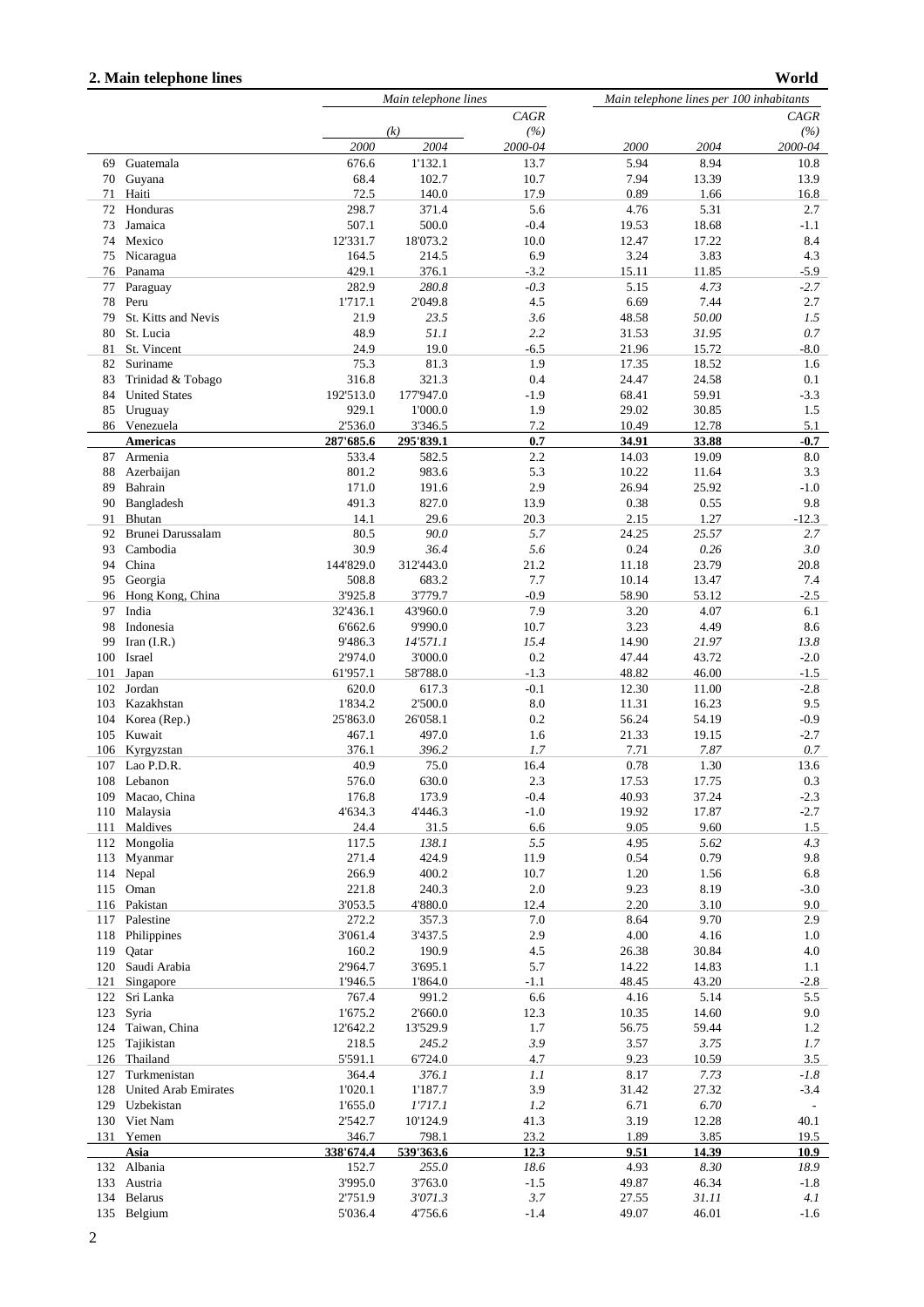## 2. Main telephone lines

**World**

| | | Main telephone lines | | | Main telephone lines per 100 inhabitants | | |
|---|---|---|---|---|---|---|---|
| | | (k) | | CAGR (%) | | | CAGR (%) |
| | | 2000 | 2004 | 2000-04 | 2000 | 2004 | 2000-04 |
| 69 | Guatemala | 676.6 | 1'132.1 | 13.7 | 5.94 | 8.94 | 10.8 |
| 70 | Guyana | 68.4 | 102.7 | 10.7 | 7.94 | 13.39 | 13.9 |
| 71 | Haiti | 72.5 | 140.0 | 17.9 | 0.89 | 1.66 | 16.8 |
| 72 | Honduras | 298.7 | 371.4 | 5.6 | 4.76 | 5.31 | 2.7 |
| 73 | Jamaica | 507.1 | 500.0 | -0.4 | 19.53 | 18.68 | -1.1 |
| 74 | Mexico | 12'331.7 | 18'073.2 | 10.0 | 12.47 | 17.22 | 8.4 |
| 75 | Nicaragua | 164.5 | 214.5 | 6.9 | 3.24 | 3.83 | 4.3 |
| 76 | Panama | 429.1 | 376.1 | -3.2 | 15.11 | 11.85 | -5.9 |
| 77 | Paraguay | 282.9 | *280.8* | *-0.3* | 5.15 | *4.73* | *-2.7* |
| 78 | Peru | 1'717.1 | 2'049.8 | 4.5 | 6.69 | 7.44 | 2.7 |
| 79 | St. Kitts and Nevis | 21.9 | *23.5* | *3.6* | 48.58 | *50.00* | *1.5* |
| 80 | St. Lucia | 48.9 | *51.1* | *2.2* | 31.53 | *31.95* | *0.7* |
| 81 | St. Vincent | 24.9 | 19.0 | -6.5 | 21.96 | 15.72 | -8.0 |
| 82 | Suriname | 75.3 | 81.3 | 1.9 | 17.35 | 18.52 | 1.6 |
| 83 | Trinidad & Tobago | 316.8 | 321.3 | 0.4 | 24.47 | 24.58 | 0.1 |
| 84 | United States | 192'513.0 | 177'947.0 | -1.9 | 68.41 | 59.91 | -3.3 |
| 85 | Uruguay | 929.1 | 1'000.0 | 1.9 | 29.02 | 30.85 | 1.5 |
| 86 | Venezuela | 2'536.0 | 3'346.5 | 7.2 | 10.49 | 12.78 | 5.1 |
| | **Americas** | **287'685.6** | **295'839.1** | **0.7** | **34.91** | **33.88** | **-0.7** |
| 87 | Armenia | 533.4 | 582.5 | 2.2 | 14.03 | 19.09 | 8.0 |
| 88 | Azerbaijan | 801.2 | 983.6 | 5.3 | 10.22 | 11.64 | 3.3 |
| 89 | Bahrain | 171.0 | 191.6 | 2.9 | 26.94 | 25.92 | -1.0 |
| 90 | Bangladesh | 491.3 | 827.0 | 13.9 | 0.38 | 0.55 | 9.8 |
| 91 | Bhutan | 14.1 | 29.6 | 20.3 | 2.15 | 1.27 | -12.3 |
| 92 | Brunei Darussalam | 80.5 | *90.0* | *5.7* | 24.25 | *25.57* | *2.7* |
| 93 | Cambodia | 30.9 | *36.4* | *5.6* | 0.24 | *0.26* | *3.0* |
| 94 | China | 144'829.0 | 312'443.0 | 21.2 | 11.18 | 23.79 | 20.8 |
| 95 | Georgia | 508.8 | 683.2 | 7.7 | 10.14 | 13.47 | 7.4 |
| 96 | Hong Kong, China | 3'925.8 | 3'779.7 | -0.9 | 58.90 | 53.12 | -2.5 |
| 97 | India | 32'436.1 | 43'960.0 | 7.9 | 3.20 | 4.07 | 6.1 |
| 98 | Indonesia | 6'662.6 | 9'990.0 | 10.7 | 3.23 | 4.49 | 8.6 |
| 99 | Iran (I.R.) | 9'486.3 | *14'571.1* | *15.4* | 14.90 | *21.97* | *13.8* |
| 100 | Israel | 2'974.0 | 3'000.0 | 0.2 | 47.44 | 43.72 | -2.0 |
| 101 | Japan | 61'957.1 | 58'788.0 | -1.3 | 48.82 | 46.00 | -1.5 |
| 102 | Jordan | 620.0 | 617.3 | -0.1 | 12.30 | 11.00 | -2.8 |
| 103 | Kazakhstan | 1'834.2 | 2'500.0 | 8.0 | 11.31 | 16.23 | 9.5 |
| 104 | Korea (Rep.) | 25'863.0 | 26'058.1 | 0.2 | 56.24 | 54.19 | -0.9 |
| 105 | Kuwait | 467.1 | 497.0 | 1.6 | 21.33 | 19.15 | -2.7 |
| 106 | Kyrgyzstan | 376.1 | *396.2* | *1.7* | 7.71 | *7.87* | *0.7* |
| 107 | Lao P.D.R. | 40.9 | 75.0 | 16.4 | 0.78 | 1.30 | 13.6 |
| 108 | Lebanon | 576.0 | 630.0 | 2.3 | 17.53 | 17.75 | 0.3 |
| 109 | Macao, China | 176.8 | 173.9 | -0.4 | 40.93 | 37.24 | -2.3 |
| 110 | Malaysia | 4'634.3 | 4'446.3 | -1.0 | 19.92 | 17.87 | -2.7 |
| 111 | Maldives | 24.4 | 31.5 | 6.6 | 9.05 | 9.60 | 1.5 |
| 112 | Mongolia | 117.5 | *138.1* | *5.5* | 4.95 | *5.62* | *4.3* |
| 113 | Myanmar | 271.4 | 424.9 | 11.9 | 0.54 | 0.79 | 9.8 |
| 114 | Nepal | 266.9 | 400.2 | 10.7 | 1.20 | 1.56 | 6.8 |
| 115 | Oman | 221.8 | 240.3 | 2.0 | 9.23 | 8.19 | -3.0 |
| 116 | Pakistan | 3'053.5 | 4'880.0 | 12.4 | 2.20 | 3.10 | 9.0 |
| 117 | Palestine | 272.2 | 357.3 | 7.0 | 8.64 | 9.70 | 2.9 |
| 118 | Philippines | 3'061.4 | 3'437.5 | 2.9 | 4.00 | 4.16 | 1.0 |
| 119 | Qatar | 160.2 | 190.9 | 4.5 | 26.38 | 30.84 | 4.0 |
| 120 | Saudi Arabia | 2'964.7 | 3'695.1 | 5.7 | 14.22 | 14.83 | 1.1 |
| 121 | Singapore | 1'946.5 | 1'864.0 | -1.1 | 48.45 | 43.20 | -2.8 |
| 122 | Sri Lanka | 767.4 | 991.2 | 6.6 | 4.16 | 5.14 | 5.5 |
| 123 | Syria | 1'675.2 | 2'660.0 | 12.3 | 10.35 | 14.60 | 9.0 |
| 124 | Taiwan, China | 12'642.2 | 13'529.9 | 1.7 | 56.75 | 59.44 | 1.2 |
| 125 | Tajikistan | 218.5 | *245.2* | *3.9* | 3.57 | *3.75* | *1.7* |
| 126 | Thailand | 5'591.1 | 6'724.0 | 4.7 | 9.23 | 10.59 | 3.5 |
| 127 | Turkmenistan | 364.4 | *376.1* | *1.1* | 8.17 | *7.73* | *-1.8* |
| 128 | United Arab Emirates | 1'020.1 | 1'187.7 | 3.9 | 31.42 | 27.32 | -3.4 |
| 129 | Uzbekistan | 1'655.0 | *1'717.1* | *1.2* | 6.71 | *6.70* | - |
| 130 | Viet Nam | 2'542.7 | 10'124.9 | 41.3 | 3.19 | 12.28 | 40.1 |
| 131 | Yemen | 346.7 | 798.1 | 23.2 | 1.89 | 3.85 | 19.5 |
| | **Asia** | **338'674.4** | **539'363.6** | **12.3** | **9.51** | **14.39** | **10.9** |
| 132 | Albania | 152.7 | *255.0* | *18.6* | 4.93 | *8.30* | *18.9* |
| 133 | Austria | 3'995.0 | 3'763.0 | -1.5 | 49.87 | 46.34 | -1.8 |
| 134 | Belarus | 2'751.9 | *3'071.3* | *3.7* | 27.55 | *31.11* | *4.1* |
| 135 | Belgium | 5'036.4 | 4'756.6 | -1.4 | 49.07 | 46.01 | -1.6 |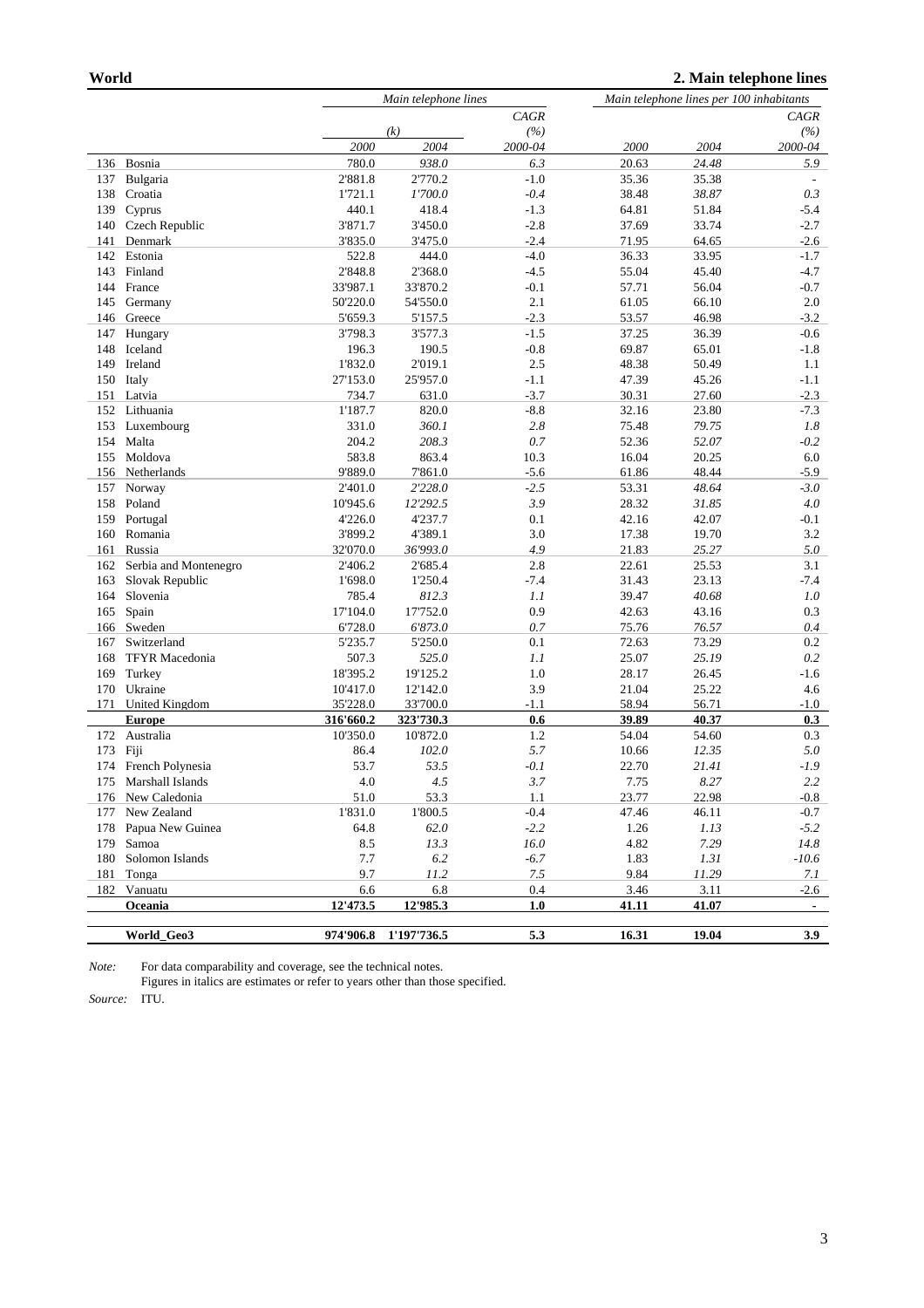**World**

**2. Main telephone lines**

| | | Main telephone lines | | | Main telephone lines per 100 inhabitants | | |
|---|---|---|---|---|---|---|---|
| | | (k) | | CAGR (%) | | | CAGR (%) |
| | | 2000 | 2004 | 2000-04 | 2000 | 2004 | 2000-04 |
| 136 | Bosnia | 780.0 | *938.0* | *6.3* | 20.63 | *24.48* | *5.9* |
| 137 | Bulgaria | 2'881.8 | 2'770.2 | -1.0 | 35.36 | 35.38 | - |
| 138 | Croatia | 1'721.1 | *1'700.0* | *-0.4* | 38.48 | *38.87* | *0.3* |
| 139 | Cyprus | 440.1 | 418.4 | -1.3 | 64.81 | 51.84 | -5.4 |
| 140 | Czech Republic | 3'871.7 | 3'450.0 | -2.8 | 37.69 | 33.74 | -2.7 |
| 141 | Denmark | 3'835.0 | 3'475.0 | -2.4 | 71.95 | 64.65 | -2.6 |
| 142 | Estonia | 522.8 | 444.0 | -4.0 | 36.33 | 33.95 | -1.7 |
| 143 | Finland | 2'848.8 | 2'368.0 | -4.5 | 55.04 | 45.40 | -4.7 |
| 144 | France | 33'987.1 | 33'870.2 | -0.1 | 57.71 | 56.04 | -0.7 |
| 145 | Germany | 50'220.0 | 54'550.0 | 2.1 | 61.05 | 66.10 | 2.0 |
| 146 | Greece | 5'659.3 | 5'157.5 | -2.3 | 53.57 | 46.98 | -3.2 |
| 147 | Hungary | 3'798.3 | 3'577.3 | -1.5 | 37.25 | 36.39 | -0.6 |
| 148 | Iceland | 196.3 | 190.5 | -0.8 | 69.87 | 65.01 | -1.8 |
| 149 | Ireland | 1'832.0 | 2'019.1 | 2.5 | 48.38 | 50.49 | 1.1 |
| 150 | Italy | 27'153.0 | 25'957.0 | -1.1 | 47.39 | 45.26 | -1.1 |
| 151 | Latvia | 734.7 | 631.0 | -3.7 | 30.31 | 27.60 | -2.3 |
| 152 | Lithuania | 1'187.7 | 820.0 | -8.8 | 32.16 | 23.80 | -7.3 |
| 153 | Luxembourg | 331.0 | *360.1* | *2.8* | 75.48 | *79.75* | *1.8* |
| 154 | Malta | 204.2 | *208.3* | *0.7* | 52.36 | *52.07* | *-0.2* |
| 155 | Moldova | 583.8 | 863.4 | 10.3 | 16.04 | 20.25 | 6.0 |
| 156 | Netherlands | 9'889.0 | 7'861.0 | -5.6 | 61.86 | 48.44 | -5.9 |
| 157 | Norway | 2'401.0 | *2'228.0* | *-2.5* | 53.31 | *48.64* | *-3.0* |
| 158 | Poland | 10'945.6 | *12'292.5* | *3.9* | 28.32 | *31.85* | *4.0* |
| 159 | Portugal | 4'226.0 | 4'237.7 | 0.1 | 42.16 | 42.07 | -0.1 |
| 160 | Romania | 3'899.2 | 4'389.1 | 3.0 | 17.38 | 19.70 | 3.2 |
| 161 | Russia | 32'070.0 | *36'993.0* | *4.9* | 21.83 | *25.27* | *5.0* |
| 162 | Serbia and Montenegro | 2'406.2 | 2'685.4 | 2.8 | 22.61 | 25.53 | 3.1 |
| 163 | Slovak Republic | 1'698.0 | 1'250.4 | -7.4 | 31.43 | 23.13 | -7.4 |
| 164 | Slovenia | 785.4 | *812.3* | *1.1* | 39.47 | *40.68* | *1.0* |
| 165 | Spain | 17'104.0 | 17'752.0 | 0.9 | 42.63 | 43.16 | 0.3 |
| 166 | Sweden | 6'728.0 | *6'873.0* | *0.7* | 75.76 | *76.57* | *0.4* |
| 167 | Switzerland | 5'235.7 | 5'250.0 | 0.1 | 72.63 | 73.29 | 0.2 |
| 168 | TFYR Macedonia | 507.3 | *525.0* | *1.1* | 25.07 | *25.19* | *0.2* |
| 169 | Turkey | 18'395.2 | 19'125.2 | 1.0 | 28.17 | 26.45 | -1.6 |
| 170 | Ukraine | 10'417.0 | 12'142.0 | 3.9 | 21.04 | 25.22 | 4.6 |
| 171 | United Kingdom | 35'228.0 | 33'700.0 | -1.1 | 58.94 | 56.71 | -1.0 |
| | **Europe** | **316'660.2** | **323'730.3** | **0.6** | **39.89** | **40.37** | **0.3** |
| 172 | Australia | 10'350.0 | 10'872.0 | 1.2 | 54.04 | 54.60 | 0.3 |
| 173 | Fiji | 86.4 | *102.0* | *5.7* | 10.66 | *12.35* | *5.0* |
| 174 | French Polynesia | 53.7 | *53.5* | *-0.1* | 22.70 | *21.41* | *-1.9* |
| 175 | Marshall Islands | 4.0 | *4.5* | *3.7* | 7.75 | *8.27* | *2.2* |
| 176 | New Caledonia | 51.0 | 53.3 | 1.1 | 23.77 | 22.98 | -0.8 |
| 177 | New Zealand | 1'831.0 | 1'800.5 | -0.4 | 47.46 | 46.11 | -0.7 |
| 178 | Papua New Guinea | 64.8 | *62.0* | *-2.2* | 1.26 | *1.13* | *-5.2* |
| 179 | Samoa | 8.5 | *13.3* | *16.0* | 4.82 | *7.29* | *14.8* |
| 180 | Solomon Islands | 7.7 | *6.2* | *-6.7* | 1.83 | *1.31* | *-10.6* |
| 181 | Tonga | 9.7 | *11.2* | *7.5* | 9.84 | *11.29* | *7.1* |
| 182 | Vanuatu | 6.6 | 6.8 | 0.4 | 3.46 | 3.11 | -2.6 |
| | **Oceania** | **12'473.5** | **12'985.3** | **1.0** | **41.11** | **41.07** | **-** |
| | **World_Geo3** | **974'906.8** | **1'197'736.5** | **5.3** | **16.31** | **19.04** | **3.9** |

*Note:* For data comparability and coverage, see the technical notes.
Figures in italics are estimates or refer to years other than those specified.

*Source:* ITU.